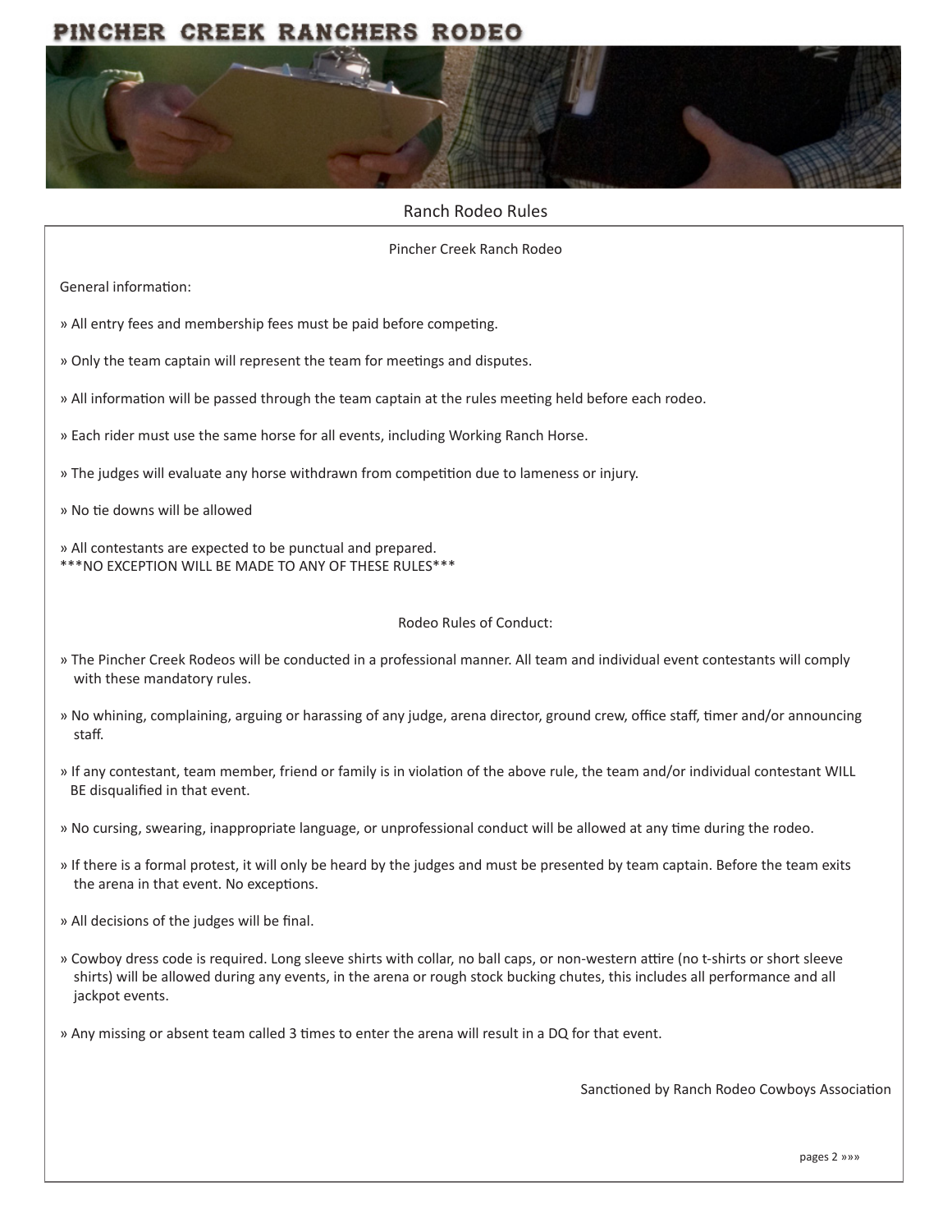# PINCHER CREEK RANCHERS RODEO

## Ranch Rodeo Rules

Pincher Creek Ranch Rodeo

General information:

» All entry fees and membership fees must be paid before competing.

» Only the team captain will represent the team for meetings and disputes.

» All information will be passed through the team captain at the rules meeting held before each rodeo.

» Each rider must use the same horse for all events, including Working Ranch Horse.

» The judges will evaluate any horse withdrawn from competition due to lameness or injury.

» No tie downs will be allowed

» All contestants are expected to be punctual and prepared.
***NO EXCEPTION WILL BE MADE TO ANY OF THESE RULES***

Rodeo Rules of Conduct:

» The Pincher Creek Rodeos will be conducted in a professional manner. All team and individual event contestants will comply with these mandatory rules.

» No whining, complaining, arguing or harassing of any judge, arena director, ground crew, office staff, timer and/or announcing staff.

» If any contestant, team member, friend or family is in violation of the above rule, the team and/or individual contestant WILL BE disqualified in that event.

» No cursing, swearing, inappropriate language, or unprofessional conduct will be allowed at any time during the rodeo.

» If there is a formal protest, it will only be heard by the judges and must be presented by team captain. Before the team exits the arena in that event. No exceptions.

» All decisions of the judges will be final.

» Cowboy dress code is required. Long sleeve shirts with collar, no ball caps, or non-western attire (no t-shirts or short sleeve shirts) will be allowed during any events, in the arena or rough stock bucking chutes, this includes all performance and all jackpot events.

» Any missing or absent team called 3 times to enter the arena will result in a DQ for that event.

Sanctioned by Ranch Rodeo Cowboys Association

pages 2 »»»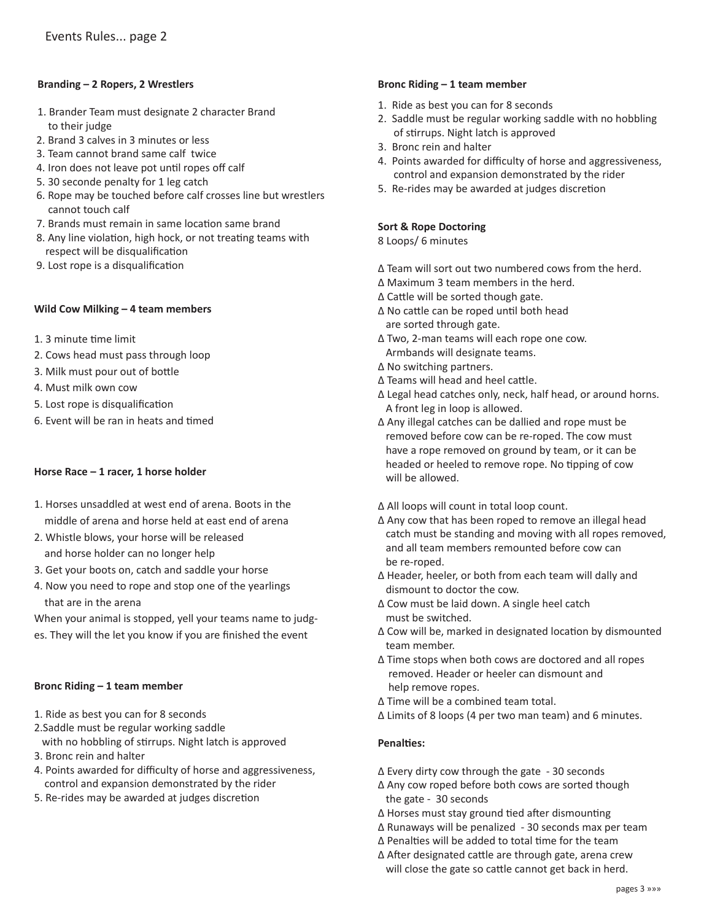Events Rules... page 2

**Branding – 2 Ropers, 2 Wrestlers**

1. Brander Team must designate 2 character Brand to their judge
2. Brand 3 calves in 3 minutes or less
3. Team cannot brand same calf twice
4. Iron does not leave pot until ropes off calf
5. 30 seconde penalty for 1 leg catch
6. Rope may be touched before calf crosses line but wrestlers cannot touch calf
7. Brands must remain in same location same brand
8. Any line violation, high hock, or not treating teams with respect will be disqualification
9. Lost rope is a disqualification

**Wild Cow Milking – 4 team members**

1. 3 minute time limit
2. Cows head must pass through loop
3. Milk must pour out of bottle
4. Must milk own cow
5. Lost rope is disqualification
6. Event will be ran in heats and timed

**Horse Race – 1 racer, 1 horse holder**

1. Horses unsaddled at west end of arena. Boots in the middle of arena and horse held at east end of arena
2. Whistle blows, your horse will be released and horse holder can no longer help
3. Get your boots on, catch and saddle your horse
4. Now you need to rope and stop one of the yearlings that are in the arena

When your animal is stopped, yell your teams name to judges. They will the let you know if you are finished the event

**Bronc Riding – 1 team member**

1. Ride as best you can for 8 seconds
2. Saddle must be regular working saddle with no hobbling of stirrups. Night latch is approved
3. Bronc rein and halter
4. Points awarded for difficulty of horse and aggressiveness, control and expansion demonstrated by the rider
5. Re-rides may be awarded at judges discretion

**Bronc Riding – 1 team member**

1. Ride as best you can for 8 seconds
2. Saddle must be regular working saddle with no hobbling of stirrups. Night latch is approved
3. Bronc rein and halter
4. Points awarded for difficulty of horse and aggressiveness, control and expansion demonstrated by the rider
5. Re-rides may be awarded at judges discretion

**Sort & Rope Doctoring**

8 Loops/ 6 minutes

Δ Team will sort out two numbered cows from the herd.
Δ Maximum 3 team members in the herd.
Δ Cattle will be sorted though gate.
Δ No cattle can be roped until both head are sorted through gate.
Δ Two, 2-man teams will each rope one cow. Armbands will designate teams.
Δ No switching partners.
Δ Teams will head and heel cattle.
Δ Legal head catches only, neck, half head, or around horns. A front leg in loop is allowed.
Δ Any illegal catches can be dallied and rope must be removed before cow can be re-roped. The cow must have a rope removed on ground by team, or it can be headed or heeled to remove rope. No tipping of cow will be allowed.

Δ All loops will count in total loop count.
Δ Any cow that has been roped to remove an illegal head catch must be standing and moving with all ropes removed, and all team members remounted before cow can be re-roped.
Δ Header, heeler, or both from each team will dally and dismount to doctor the cow.
Δ Cow must be laid down. A single heel catch must be switched.
Δ Cow will be, marked in designated location by dismounted team member.
Δ Time stops when both cows are doctored and all ropes removed. Header or heeler can dismount and help remove ropes.
Δ Time will be a combined team total.
Δ Limits of 8 loops (4 per two man team) and 6 minutes.

**Penalties:**

Δ Every dirty cow through the gate - 30 seconds
Δ Any cow roped before both cows are sorted though the gate - 30 seconds
Δ Horses must stay ground tied after dismounting
Δ Runaways will be penalized - 30 seconds max per team
Δ Penalties will be added to total time for the team
Δ After designated cattle are through gate, arena crew will close the gate so cattle cannot get back in herd.

pages 3 »»»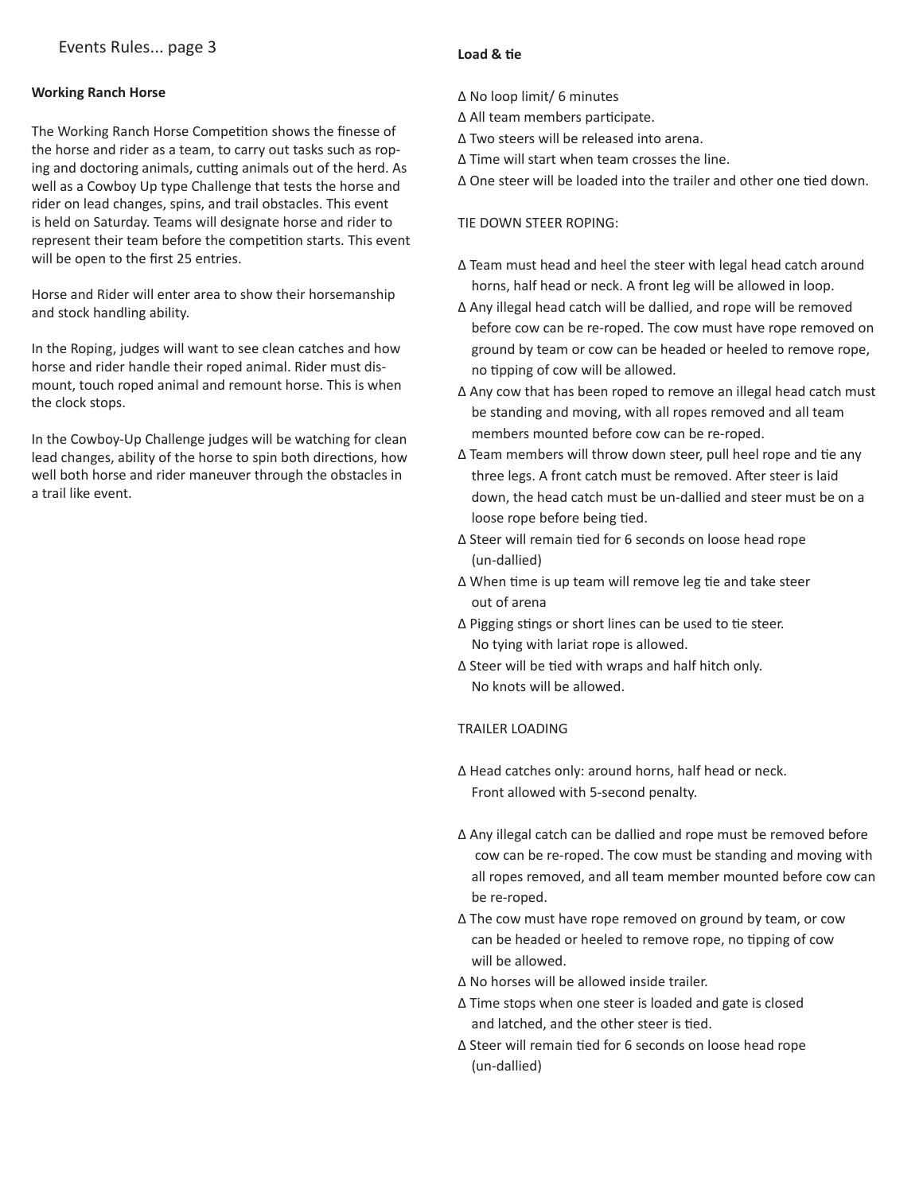Events Rules... page 3

**Working Ranch Horse**

The Working Ranch Horse Competition shows the finesse of the horse and rider as a team, to carry out tasks such as roping and doctoring animals, cutting animals out of the herd. As well as a Cowboy Up type Challenge that tests the horse and rider on lead changes, spins, and trail obstacles. This event is held on Saturday. Teams will designate horse and rider to represent their team before the competition starts. This event will be open to the first 25 entries.

Horse and Rider will enter area to show their horsemanship and stock handling ability.

In the Roping, judges will want to see clean catches and how horse and rider handle their roped animal. Rider must dismount, touch roped animal and remount horse. This is when the clock stops.

In the Cowboy-Up Challenge judges will be watching for clean lead changes, ability of the horse to spin both directions, how well both horse and rider maneuver through the obstacles in a trail like event.

**Load & tie**

Δ No loop limit/ 6 minutes
Δ All team members participate.
Δ Two steers will be released into arena.
Δ Time will start when team crosses the line.
Δ One steer will be loaded into the trailer and other one tied down.

TIE DOWN STEER ROPING:

Δ Team must head and heel the steer with legal head catch around horns, half head or neck. A front leg will be allowed in loop.
Δ Any illegal head catch will be dallied, and rope will be removed before cow can be re-roped. The cow must have rope removed on ground by team or cow can be headed or heeled to remove rope, no tipping of cow will be allowed.
Δ Any cow that has been roped to remove an illegal head catch must be standing and moving, with all ropes removed and all team members mounted before cow can be re-roped.
Δ Team members will throw down steer, pull heel rope and tie any three legs. A front catch must be removed. After steer is laid down, the head catch must be un-dallied and steer must be on a loose rope before being tied.
Δ Steer will remain tied for 6 seconds on loose head rope (un-dallied)
Δ When time is up team will remove leg tie and take steer out of arena
Δ Pigging stings or short lines can be used to tie steer. No tying with lariat rope is allowed.
Δ Steer will be tied with wraps and half hitch only. No knots will be allowed.

TRAILER LOADING

Δ Head catches only: around horns, half head or neck. Front allowed with 5-second penalty.

Δ Any illegal catch can be dallied and rope must be removed before cow can be re-roped. The cow must be standing and moving with all ropes removed, and all team member mounted before cow can be re-roped.
Δ The cow must have rope removed on ground by team, or cow can be headed or heeled to remove rope, no tipping of cow will be allowed.
Δ No horses will be allowed inside trailer.
Δ Time stops when one steer is loaded and gate is closed and latched, and the other steer is tied.
Δ Steer will remain tied for 6 seconds on loose head rope (un-dallied)